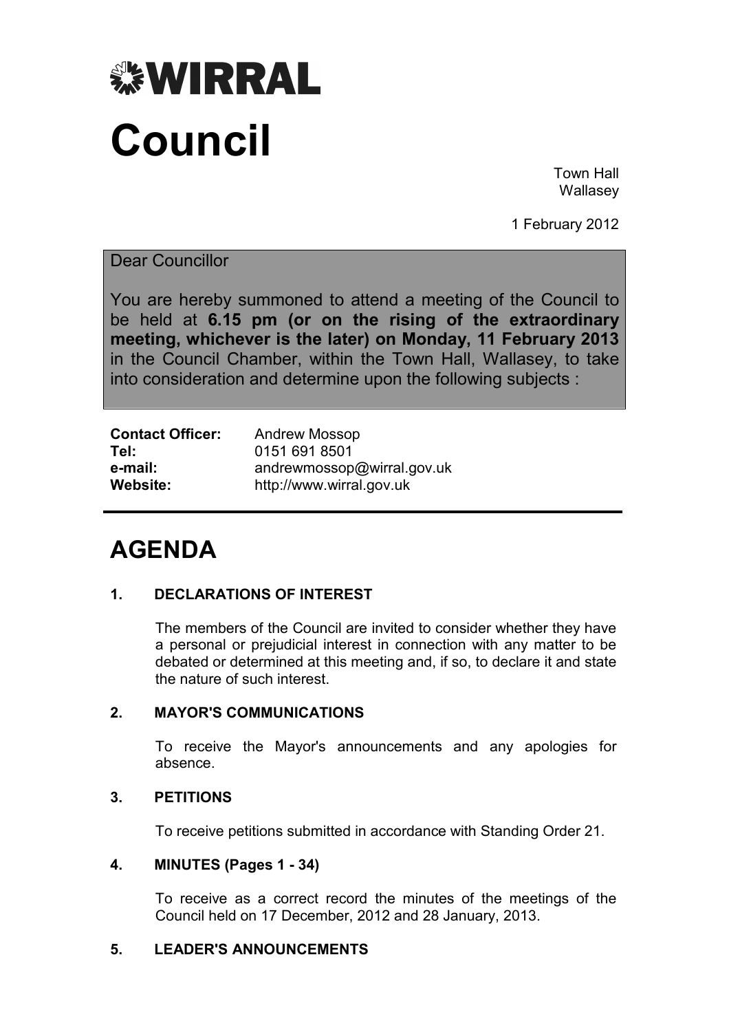# WIRRAL

# Council

Town Hall
Wallasey

1 February 2012

Dear Councillor

You are hereby summoned to attend a meeting of the Council to be held at **6.15 pm (or on the rising of the extraordinary meeting, whichever is the later) on Monday, 11 February 2013** in the Council Chamber, within the Town Hall, Wallasey, to take into consideration and determine upon the following subjects :

| | |
|---|---|
| **Contact Officer:** | Andrew Mossop |
| **Tel:** | 0151 691 8501 |
| **e-mail:** | andrewmossop@wirral.gov.uk |
| **Website:** | http://www.wirral.gov.uk |

## AGENDA

### 1. DECLARATIONS OF INTEREST

The members of the Council are invited to consider whether they have a personal or prejudicial interest in connection with any matter to be debated or determined at this meeting and, if so, to declare it and state the nature of such interest.

### 2. MAYOR'S COMMUNICATIONS

To receive the Mayor's announcements and any apologies for absence.

### 3. PETITIONS

To receive petitions submitted in accordance with Standing Order 21.

### 4. MINUTES (Pages 1 - 34)

To receive as a correct record the minutes of the meetings of the Council held on 17 December, 2012 and 28 January, 2013.

### 5. LEADER'S ANNOUNCEMENTS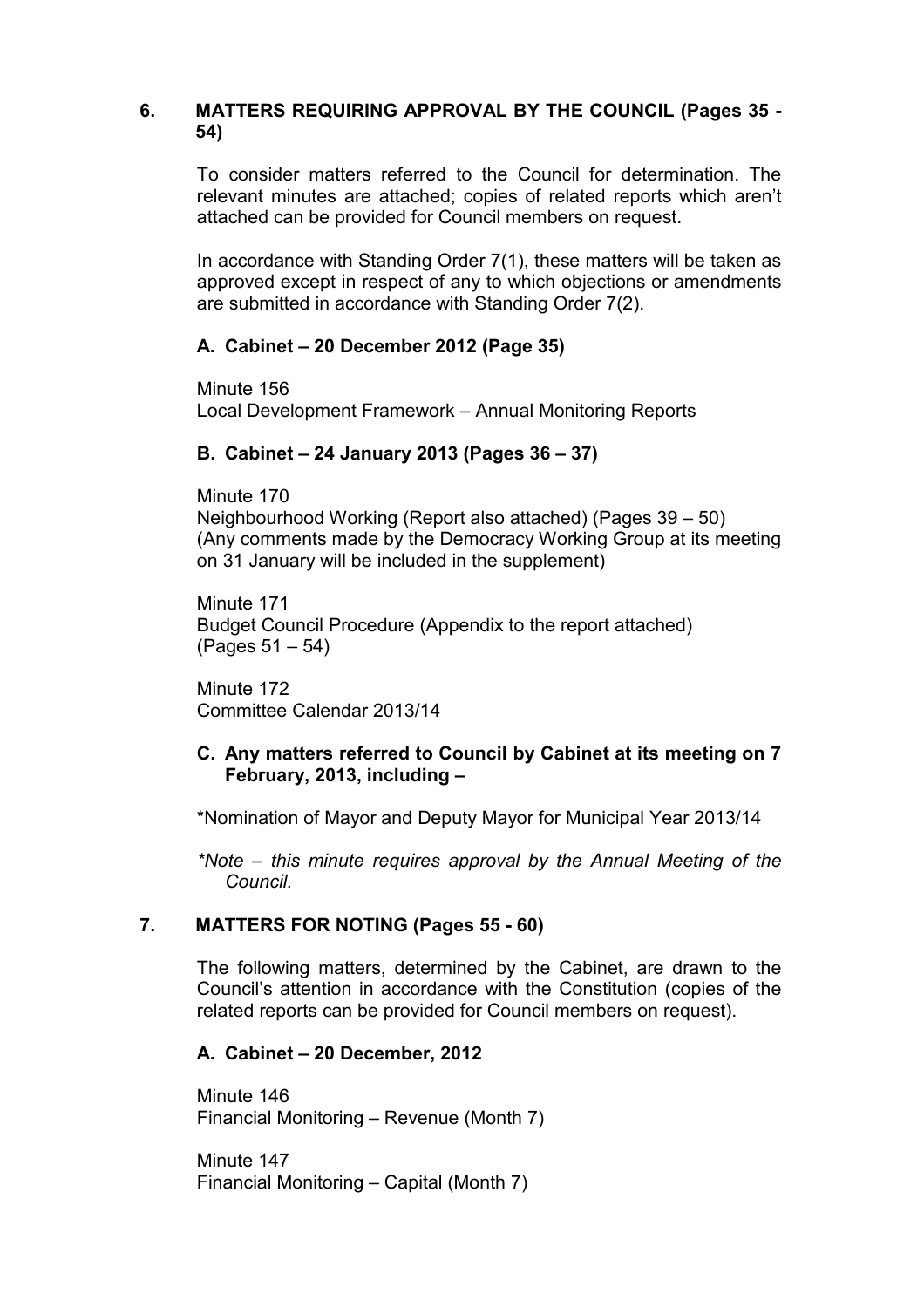## 6. MATTERS REQUIRING APPROVAL BY THE COUNCIL (Pages 35 - 54)

To consider matters referred to the Council for determination. The relevant minutes are attached; copies of related reports which aren't attached can be provided for Council members on request.

In accordance with Standing Order 7(1), these matters will be taken as approved except in respect of any to which objections or amendments are submitted in accordance with Standing Order 7(2).

### A. Cabinet – 20 December 2012 (Page 35)

Minute 156
Local Development Framework – Annual Monitoring Reports

### B. Cabinet – 24 January 2013 (Pages 36 – 37)

Minute 170
Neighbourhood Working (Report also attached) (Pages 39 – 50)
(Any comments made by the Democracy Working Group at its meeting on 31 January will be included in the supplement)

Minute 171
Budget Council Procedure (Appendix to the report attached) (Pages 51 – 54)

Minute 172
Committee Calendar 2013/14

### C. Any matters referred to Council by Cabinet at its meeting on 7 February, 2013, including –

*Nomination of Mayor and Deputy Mayor for Municipal Year 2013/14

*\*Note – this minute requires approval by the Annual Meeting of the Council.*

## 7. MATTERS FOR NOTING (Pages 55 - 60)

The following matters, determined by the Cabinet, are drawn to the Council's attention in accordance with the Constitution (copies of the related reports can be provided for Council members on request).

### A. Cabinet – 20 December, 2012

Minute 146
Financial Monitoring – Revenue (Month 7)

Minute 147
Financial Monitoring – Capital (Month 7)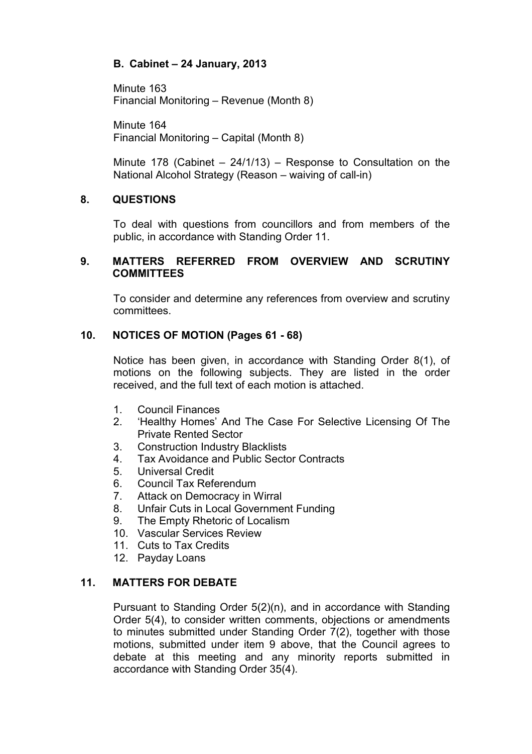**B. Cabinet – 24 January, 2013**

Minute 163
Financial Monitoring – Revenue (Month 8)

Minute 164
Financial Monitoring – Capital (Month 8)

Minute 178 (Cabinet – 24/1/13) – Response to Consultation on the National Alcohol Strategy (Reason – waiving of call-in)

## 8. QUESTIONS

To deal with questions from councillors and from members of the public, in accordance with Standing Order 11.

## 9. MATTERS REFERRED FROM OVERVIEW AND SCRUTINY COMMITTEES

To consider and determine any references from overview and scrutiny committees.

## 10. NOTICES OF MOTION (Pages 61 - 68)

Notice has been given, in accordance with Standing Order 8(1), of motions on the following subjects. They are listed in the order received, and the full text of each motion is attached.

1. Council Finances
2. 'Healthy Homes' And The Case For Selective Licensing Of The Private Rented Sector
3. Construction Industry Blacklists
4. Tax Avoidance and Public Sector Contracts
5. Universal Credit
6. Council Tax Referendum
7. Attack on Democracy in Wirral
8. Unfair Cuts in Local Government Funding
9. The Empty Rhetoric of Localism
10. Vascular Services Review
11. Cuts to Tax Credits
12. Payday Loans

## 11. MATTERS FOR DEBATE

Pursuant to Standing Order 5(2)(n), and in accordance with Standing Order 5(4), to consider written comments, objections or amendments to minutes submitted under Standing Order 7(2), together with those motions, submitted under item 9 above, that the Council agrees to debate at this meeting and any minority reports submitted in accordance with Standing Order 35(4).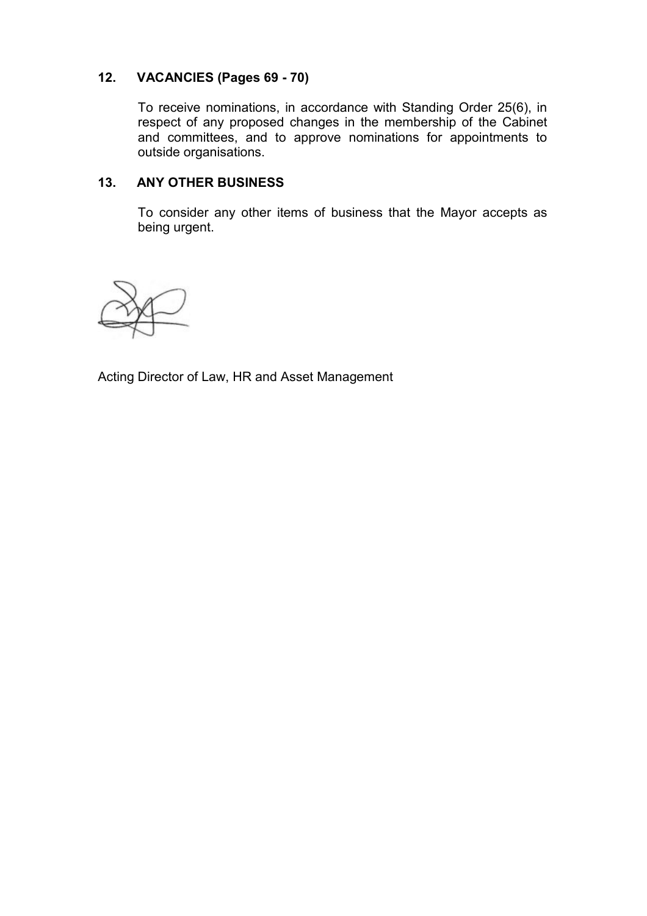## 12. VACANCIES (Pages 69 - 70)

To receive nominations, in accordance with Standing Order 25(6), in respect of any proposed changes in the membership of the Cabinet and committees, and to approve nominations for appointments to outside organisations.

## 13. ANY OTHER BUSINESS

To consider any other items of business that the Mayor accepts as being urgent.

Acting Director of Law, HR and Asset Management